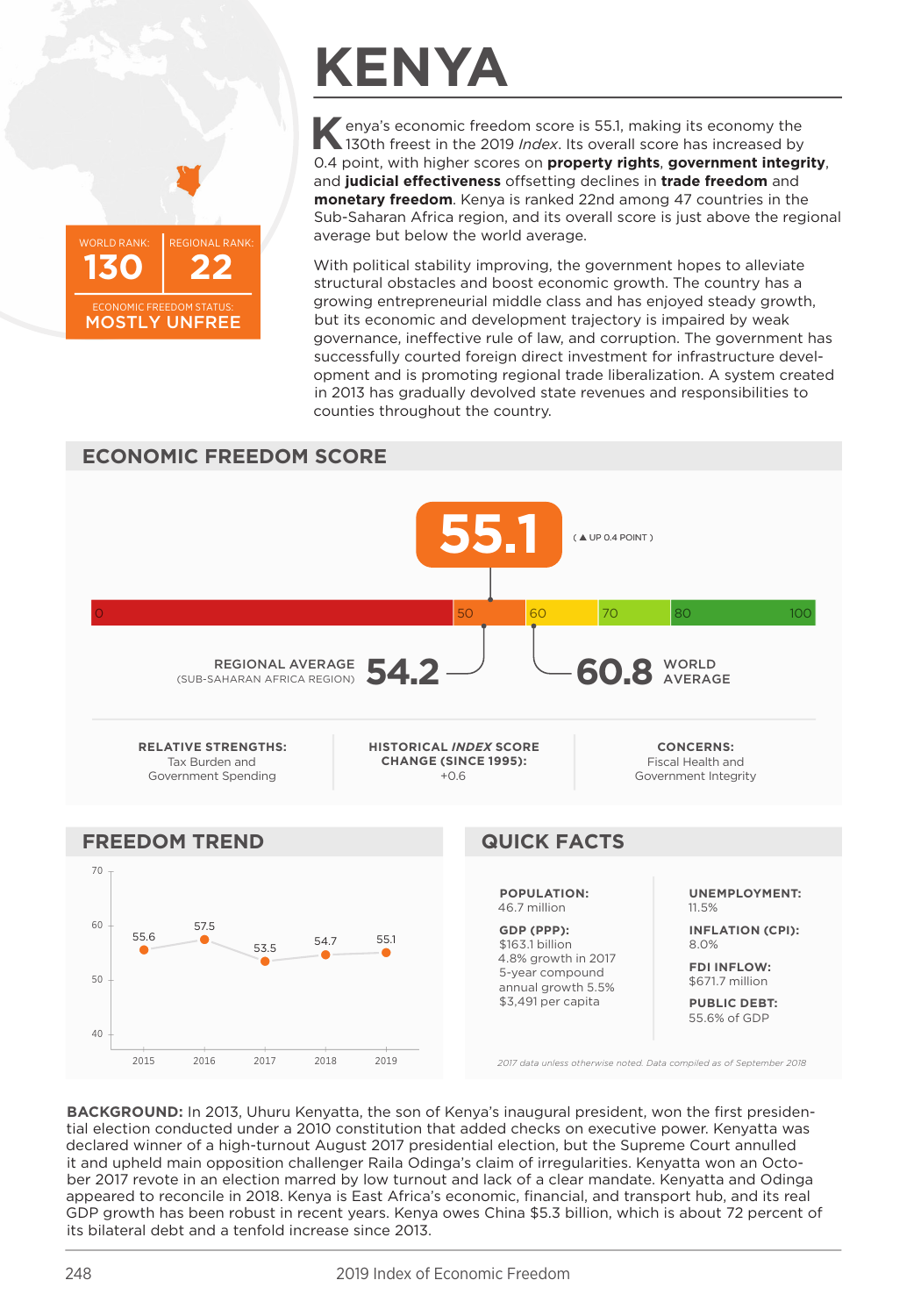# KENYA

WORLD RANK: **130** | REGIONAL RANK: **22**

ECONOMIC FREEDOM STATUS: **MOSTLY UNFREE**

Kenya's economic freedom score is 55.1, making its economy the 130th freest in the 2019 *Index*. Its overall score has increased by 0.4 point, with higher scores on **property rights**, **government integrity**, and **judicial effectiveness** offsetting declines in **trade freedom** and **monetary freedom**. Kenya is ranked 22nd among 47 countries in the Sub-Saharan Africa region, and its overall score is just above the regional average but below the world average.

With political stability improving, the government hopes to alleviate structural obstacles and boost economic growth. The country has a growing entrepreneurial middle class and has enjoyed steady growth, but its economic and development trajectory is impaired by weak governance, ineffective rule of law, and corruption. The government has successfully courted foreign direct investment for infrastructure development and is promoting regional trade liberalization. A system created in 2013 has gradually devolved state revenues and responsibilities to counties throughout the country.

## ECONOMIC FREEDOM SCORE

**55.1** ( ▲ UP 0.4 POINT )

0 | 50 | 60 | 70 | 80 | 100

REGIONAL AVERAGE (SUB-SAHARAN AFRICA REGION) **54.2**

**60.8** WORLD AVERAGE

**RELATIVE STRENGTHS:** Tax Burden and Government Spending

**HISTORICAL *INDEX* SCORE CHANGE (SINCE 1995):** +0.6

**CONCERNS:** Fiscal Health and Government Integrity

## FREEDOM TREND

| Year | Score |
|---|---|
| 2015 | 55.6 |
| 2016 | 57.5 |
| 2017 | 53.5 |
| 2018 | 54.7 |
| 2019 | 55.1 |

## QUICK FACTS

**POPULATION:** 46.7 million

**GDP (PPP):** $163.1 billion
4.8% growth in 2017
5-year compound annual growth 5.5%
$3,491 per capita

**UNEMPLOYMENT:** 11.5%

**INFLATION (CPI):** 8.0%

**FDI INFLOW:** $671.7 million

**PUBLIC DEBT:** 55.6% of GDP

*2017 data unless otherwise noted. Data compiled as of September 2018*

**BACKGROUND:** In 2013, Uhuru Kenyatta, the son of Kenya's inaugural president, won the first presidential election conducted under a 2010 constitution that added checks on executive power. Kenyatta was declared winner of a high-turnout August 2017 presidential election, but the Supreme Court annulled it and upheld main opposition challenger Raila Odinga's claim of irregularities. Kenyatta won an October 2017 revote in an election marred by low turnout and lack of a clear mandate. Kenyatta and Odinga appeared to reconcile in 2018. Kenya is East Africa's economic, financial, and transport hub, and its real GDP growth has been robust in recent years. Kenya owes China $5.3 billion, which is about 72 percent of its bilateral debt and a tenfold increase since 2013.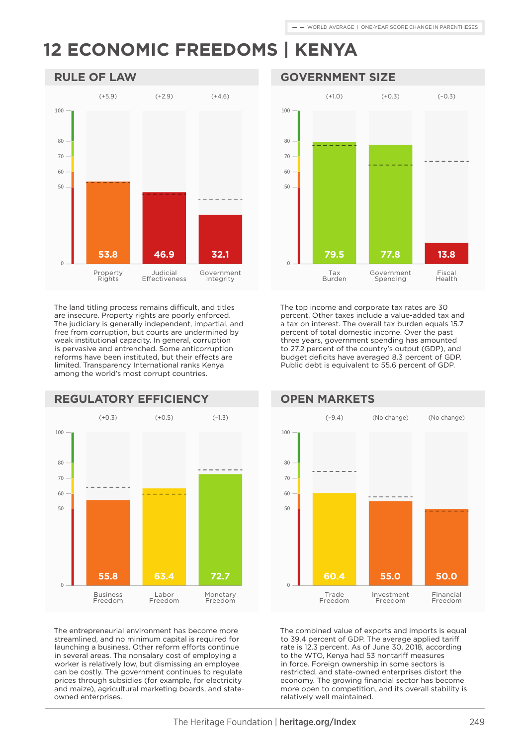WORLD AVERAGE | ONE-YEAR SCORE CHANGE IN PARENTHESES

# 12 ECONOMIC FREEDOMS | KENYA

## RULE OF LAW

(+5.9) (+2.9) (+4.6)

100
80
70
60
50
0

53.8 Property Rights
46.9 Judicial Effectiveness
32.1 Government Integrity

The land titling process remains difficult, and titles are insecure. Property rights are poorly enforced. The judiciary is generally independent, impartial, and free from corruption, but courts are undermined by weak institutional capacity. In general, corruption is pervasive and entrenched. Some anticorruption reforms have been instituted, but their effects are limited. Transparency International ranks Kenya among the world's most corrupt countries.

## GOVERNMENT SIZE

(+1.0) (+0.3) (–0.3)

100
80
70
60
50
0

79.5 Tax Burden
77.8 Government Spending
13.8 Fiscal Health

The top income and corporate tax rates are 30 percent. Other taxes include a value-added tax and a tax on interest. The overall tax burden equals 15.7 percent of total domestic income. Over the past three years, government spending has amounted to 27.2 percent of the country's output (GDP), and budget deficits have averaged 8.3 percent of GDP. Public debt is equivalent to 55.6 percent of GDP.

## REGULATORY EFFICIENCY

(+0.3) (+0.5) (–1.3)

100
80
70
60
50
0

55.8 Business Freedom
63.4 Labor Freedom
72.7 Monetary Freedom

The entrepreneurial environment has become more streamlined, and no minimum capital is required for launching a business. Other reform efforts continue in several areas. The nonsalary cost of employing a worker is relatively low, but dismissing an employee can be costly. The government continues to regulate prices through subsidies (for example, for electricity and maize), agricultural marketing boards, and state-owned enterprises.

## OPEN MARKETS

(–9.4) (No change) (No change)

100
80
70
60
50
0

60.4 Trade Freedom
55.0 Investment Freedom
50.0 Financial Freedom

The combined value of exports and imports is equal to 39.4 percent of GDP. The average applied tariff rate is 12.3 percent. As of June 30, 2018, according to the WTO, Kenya had 53 nontariff measures in force. Foreign ownership in some sectors is restricted, and state-owned enterprises distort the economy. The growing financial sector has become more open to competition, and its overall stability is relatively well maintained.